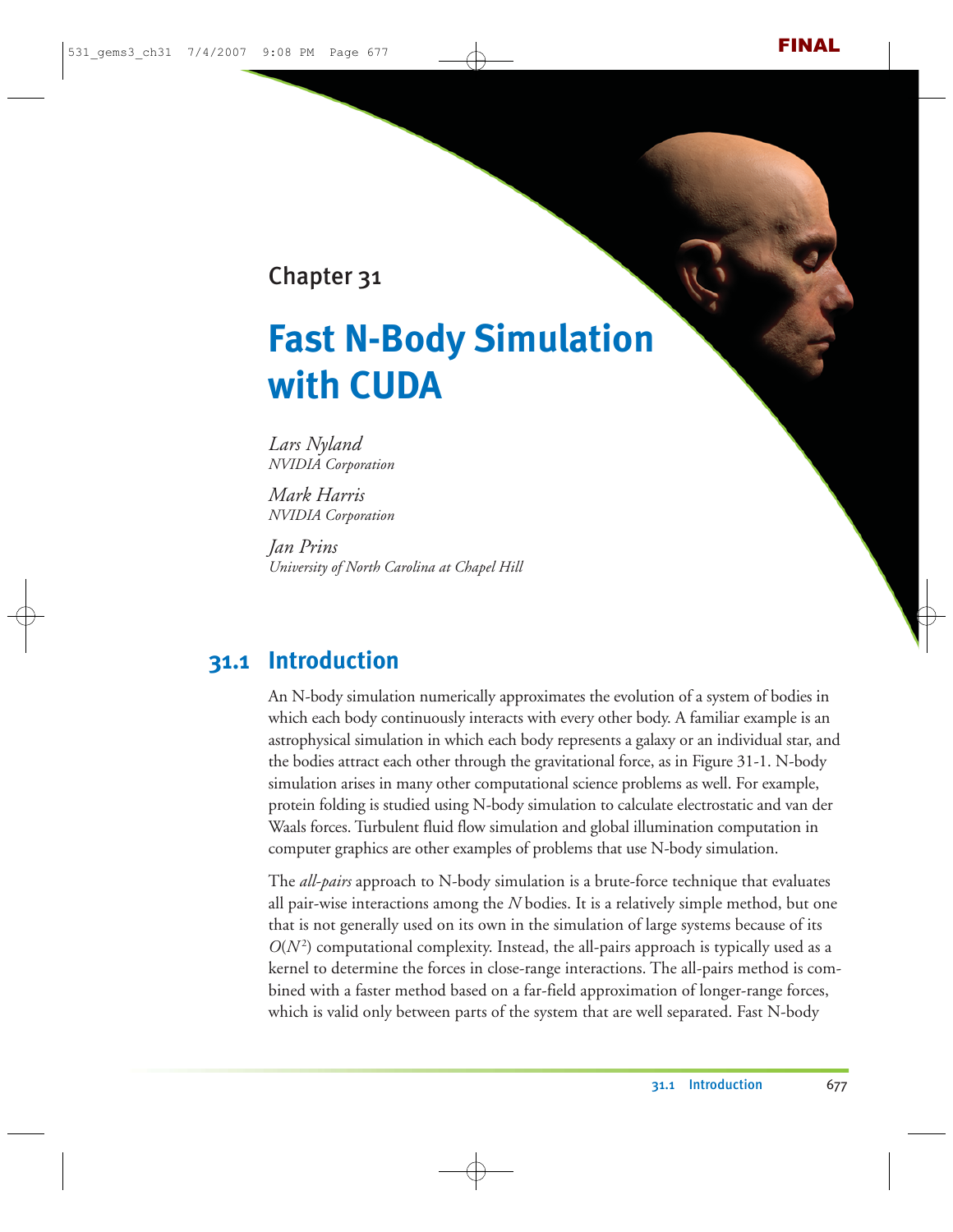Chapter 31

# Fast N-Body Simulation with CUDA

*Lars Nyland*
*NVIDIA Corporation*

*Mark Harris*
*NVIDIA Corporation*

*Jan Prins*
*University of North Carolina at Chapel Hill*

## 31.1 Introduction

An N-body simulation numerically approximates the evolution of a system of bodies in which each body continuously interacts with every other body. A familiar example is an astrophysical simulation in which each body represents a galaxy or an individual star, and the bodies attract each other through the gravitational force, as in Figure 31-1. N-body simulation arises in many other computational science problems as well. For example, protein folding is studied using N-body simulation to calculate electrostatic and van der Waals forces. Turbulent fluid flow simulation and global illumination computation in computer graphics are other examples of problems that use N-body simulation.

The *all-pairs* approach to N-body simulation is a brute-force technique that evaluates all pair-wise interactions among the $N$ bodies. It is a relatively simple method, but one that is not generally used on its own in the simulation of large systems because of its $O(N^2)$ computational complexity. Instead, the all-pairs approach is typically used as a kernel to determine the forces in close-range interactions. The all-pairs method is combined with a faster method based on a far-field approximation of longer-range forces, which is valid only between parts of the system that are well separated. Fast N-body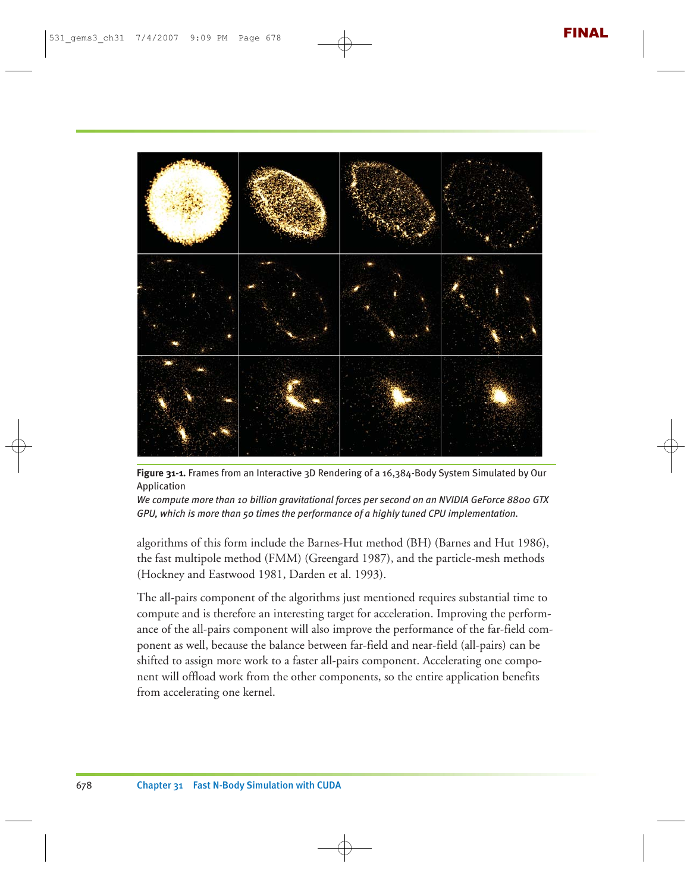**Figure 31-1.** Frames from an Interactive 3D Rendering of a 16,384-Body System Simulated by Our Application

*We compute more than 10 billion gravitational forces per second on an NVIDIA GeForce 8800 GTX GPU, which is more than 50 times the performance of a highly tuned CPU implementation.*

algorithms of this form include the Barnes-Hut method (BH) (Barnes and Hut 1986), the fast multipole method (FMM) (Greengard 1987), and the particle-mesh methods (Hockney and Eastwood 1981, Darden et al. 1993).

The all-pairs component of the algorithms just mentioned requires substantial time to compute and is therefore an interesting target for acceleration. Improving the performance of the all-pairs component will also improve the performance of the far-field component as well, because the balance between far-field and near-field (all-pairs) can be shifted to assign more work to a faster all-pairs component. Accelerating one component will offload work from the other components, so the entire application benefits from accelerating one kernel.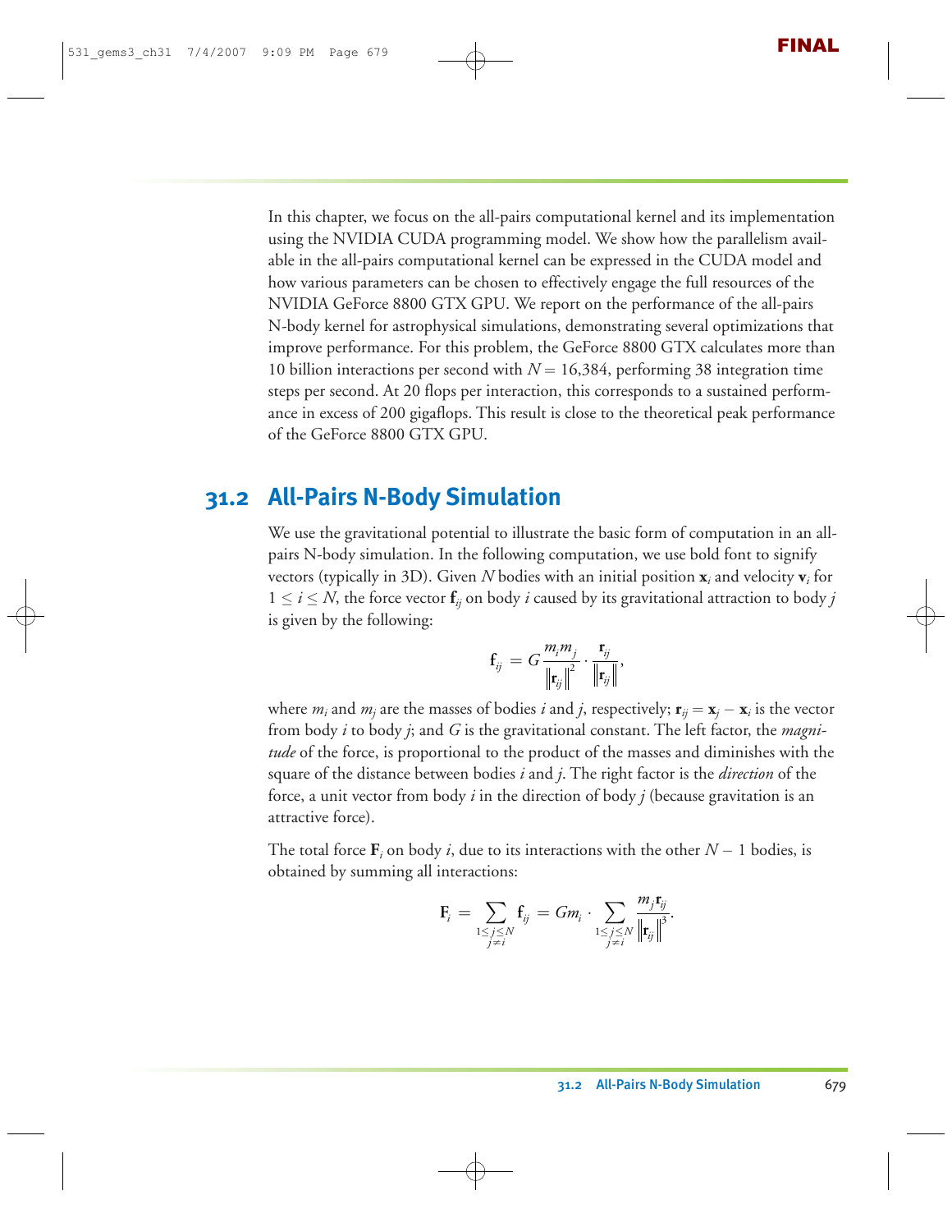In this chapter, we focus on the all-pairs computational kernel and its implementation using the NVIDIA CUDA programming model. We show how the parallelism available in the all-pairs computational kernel can be expressed in the CUDA model and how various parameters can be chosen to effectively engage the full resources of the NVIDIA GeForce 8800 GTX GPU. We report on the performance of the all-pairs N-body kernel for astrophysical simulations, demonstrating several optimizations that improve performance. For this problem, the GeForce 8800 GTX calculates more than 10 billion interactions per second with $N = 16{,}384$, performing 38 integration time steps per second. At 20 flops per interaction, this corresponds to a sustained performance in excess of 200 gigaflops. This result is close to the theoretical peak performance of the GeForce 8800 GTX GPU.

## 31.2 All-Pairs N-Body Simulation

We use the gravitational potential to illustrate the basic form of computation in an all-pairs N-body simulation. In the following computation, we use bold font to signify vectors (typically in 3D). Given $N$ bodies with an initial position $\mathbf{x}_i$ and velocity $\mathbf{v}_i$ for $1 \le i \le N$, the force vector $\mathbf{f}_{ij}$ on body $i$ caused by its gravitational attraction to body $j$ is given by the following:

$$\mathbf{f}_{ij} = G \frac{m_i m_j}{\left\| \mathbf{r}_{ij} \right\|^2} \cdot \frac{\mathbf{r}_{ij}}{\left\| \mathbf{r}_{ij} \right\|},$$

where $m_i$ and $m_j$ are the masses of bodies $i$ and $j$, respectively; $\mathbf{r}_{ij} = \mathbf{x}_j - \mathbf{x}_i$ is the vector from body $i$ to body $j$; and $G$ is the gravitational constant. The left factor, the *magnitude* of the force, is proportional to the product of the masses and diminishes with the square of the distance between bodies $i$ and $j$. The right factor is the *direction* of the force, a unit vector from body $i$ in the direction of body $j$ (because gravitation is an attractive force).

The total force $\mathbf{F}_i$ on body $i$, due to its interactions with the other $N - 1$ bodies, is obtained by summing all interactions:

$$\mathbf{F}_i = \sum_{\substack{1 \le j \le N \\ j \ne i}} \mathbf{f}_{ij} = G m_i \cdot \sum_{\substack{1 \le j \le N \\ j \ne i}} \frac{m_j \mathbf{r}_{ij}}{\left\| \mathbf{r}_{ij} \right\|^3}.$$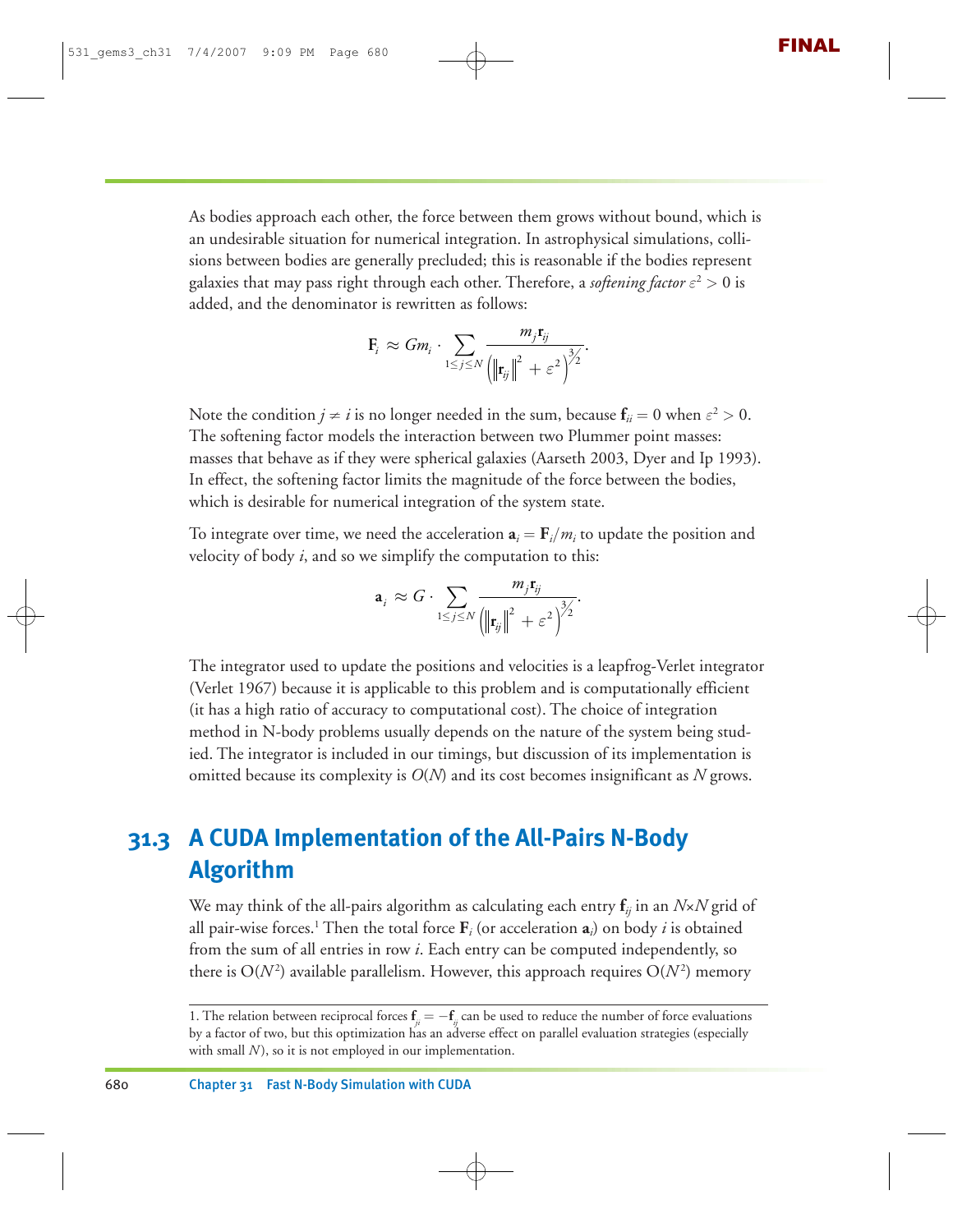As bodies approach each other, the force between them grows without bound, which is an undesirable situation for numerical integration. In astrophysical simulations, collisions between bodies are generally precluded; this is reasonable if the bodies represent galaxies that may pass right through each other. Therefore, a *softening factor* $\varepsilon^2 > 0$ is added, and the denominator is rewritten as follows:

$$\mathbf{F}_i \approx Gm_i \cdot \sum_{1 \le j \le N} \frac{m_j \mathbf{r}_{ij}}{\left(\left\|\mathbf{r}_{ij}\right\|^2 + \varepsilon^2\right)^{3/2}}.$$

Note the condition $j \neq i$ is no longer needed in the sum, because $\mathbf{f}_{ii} = 0$ when $\varepsilon^2 > 0$. The softening factor models the interaction between two Plummer point masses: masses that behave as if they were spherical galaxies (Aarseth 2003, Dyer and Ip 1993). In effect, the softening factor limits the magnitude of the force between the bodies, which is desirable for numerical integration of the system state.

To integrate over time, we need the acceleration $\mathbf{a}_i = \mathbf{F}_i / m_i$ to update the position and velocity of body $i$, and so we simplify the computation to this:

$$\mathbf{a}_i \approx G \cdot \sum_{1 \le j \le N} \frac{m_j \mathbf{r}_{ij}}{\left(\left\|\mathbf{r}_{ij}\right\|^2 + \varepsilon^2\right)^{3/2}}.$$

The integrator used to update the positions and velocities is a leapfrog-Verlet integrator (Verlet 1967) because it is applicable to this problem and is computationally efficient (it has a high ratio of accuracy to computational cost). The choice of integration method in N-body problems usually depends on the nature of the system being studied. The integrator is included in our timings, but discussion of its implementation is omitted because its complexity is $O(N)$ and its cost becomes insignificant as $N$ grows.

## 31.3 A CUDA Implementation of the All-Pairs N-Body Algorithm

We may think of the all-pairs algorithm as calculating each entry $\mathbf{f}_{ij}$ in an $N \times N$ grid of all pair-wise forces.[1] Then the total force $\mathbf{F}_i$ (or acceleration $\mathbf{a}_i$) on body $i$ is obtained from the sum of all entries in row $i$. Each entry can be computed independently, so there is $O(N^2)$ available parallelism. However, this approach requires $O(N^2)$ memory

1. The relation between reciprocal forces $\mathbf{f}_{ji} = -\mathbf{f}_{ij}$ can be used to reduce the number of force evaluations by a factor of two, but this optimization has an adverse effect on parallel evaluation strategies (especially with small $N$), so it is not employed in our implementation.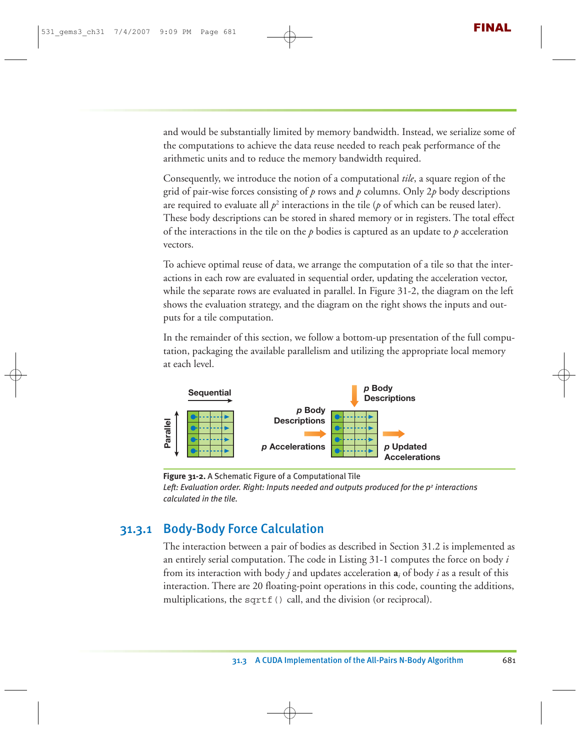and would be substantially limited by memory bandwidth. Instead, we serialize some of the computations to achieve the data reuse needed to reach peak performance of the arithmetic units and to reduce the memory bandwidth required.

Consequently, we introduce the notion of a computational *tile*, a square region of the grid of pair-wise forces consisting of $p$ rows and $p$ columns. Only $2p$ body descriptions are required to evaluate all $p^2$ interactions in the tile ($p$ of which can be reused later). These body descriptions can be stored in shared memory or in registers. The total effect of the interactions in the tile on the $p$ bodies is captured as an update to $p$ acceleration vectors.

To achieve optimal reuse of data, we arrange the computation of a tile so that the interactions in each row are evaluated in sequential order, updating the acceleration vector, while the separate rows are evaluated in parallel. In Figure 31-2, the diagram on the left shows the evaluation strategy, and the diagram on the right shows the inputs and outputs for a tile computation.

In the remainder of this section, we follow a bottom-up presentation of the full computation, packaging the available parallelism and utilizing the appropriate local memory at each level.

**Figure 31-2.** A Schematic Figure of a Computational Tile
*Left: Evaluation order. Right: Inputs needed and outputs produced for the $p^2$ interactions calculated in the tile.*

## 31.3.1 Body-Body Force Calculation

The interaction between a pair of bodies as described in Section 31.2 is implemented as an entirely serial computation. The code in Listing 31-1 computes the force on body $i$ from its interaction with body $j$ and updates acceleration $\mathbf{a}_i$ of body $i$ as a result of this interaction. There are 20 floating-point operations in this code, counting the additions, multiplications, the `sqrtf()` call, and the division (or reciprocal).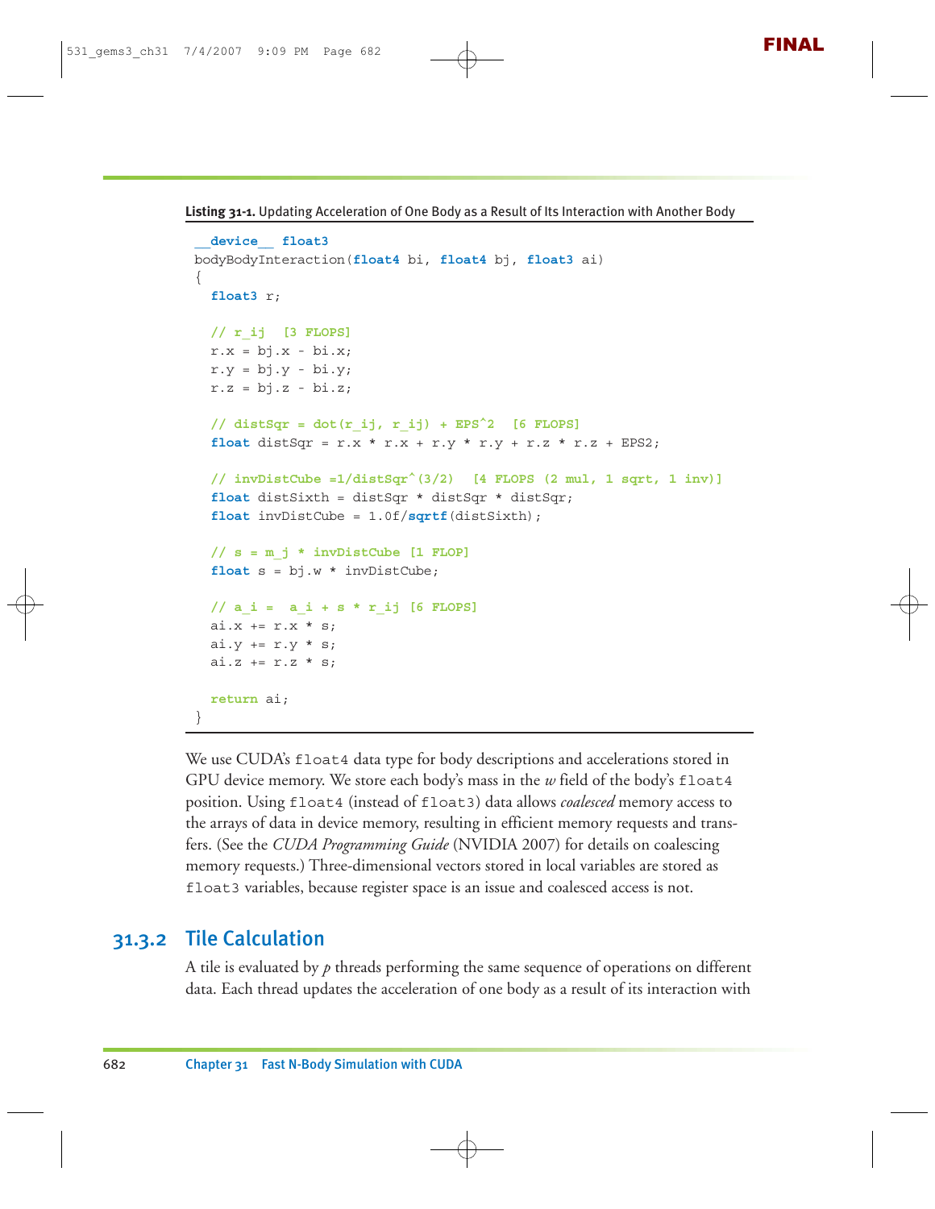**Listing 31-1.** Updating Acceleration of One Body as a Result of Its Interaction with Another Body

```
__device__ float3
bodyBodyInteraction(float4 bi, float4 bj, float3 ai)
{
  float3 r;

  // r_ij  [3 FLOPS]
  r.x = bj.x - bi.x;
  r.y = bj.y - bi.y;
  r.z = bj.z - bi.z;

  // distSqr = dot(r_ij, r_ij) + EPS^2  [6 FLOPS]
  float distSqr = r.x * r.x + r.y * r.y + r.z * r.z + EPS2;

  // invDistCube =1/distSqr^(3/2)  [4 FLOPS (2 mul, 1 sqrt, 1 inv)]
  float distSixth = distSqr * distSqr * distSqr;
  float invDistCube = 1.0f/sqrtf(distSixth);

  // s = m_j * invDistCube [1 FLOP]
  float s = bj.w * invDistCube;

  // a_i =  a_i + s * r_ij [6 FLOPS]
  ai.x += r.x * s;
  ai.y += r.y * s;
  ai.z += r.z * s;

  return ai;
}
```

We use CUDA's `float4` data type for body descriptions and accelerations stored in GPU device memory. We store each body's mass in the *w* field of the body's `float4` position. Using `float4` (instead of `float3`) data allows *coalesced* memory access to the arrays of data in device memory, resulting in efficient memory requests and transfers. (See the *CUDA Programming Guide* (NVIDIA 2007) for details on coalescing memory requests.) Three-dimensional vectors stored in local variables are stored as `float3` variables, because register space is an issue and coalesced access is not.

## 31.3.2 Tile Calculation

A tile is evaluated by $p$ threads performing the same sequence of operations on different data. Each thread updates the acceleration of one body as a result of its interaction with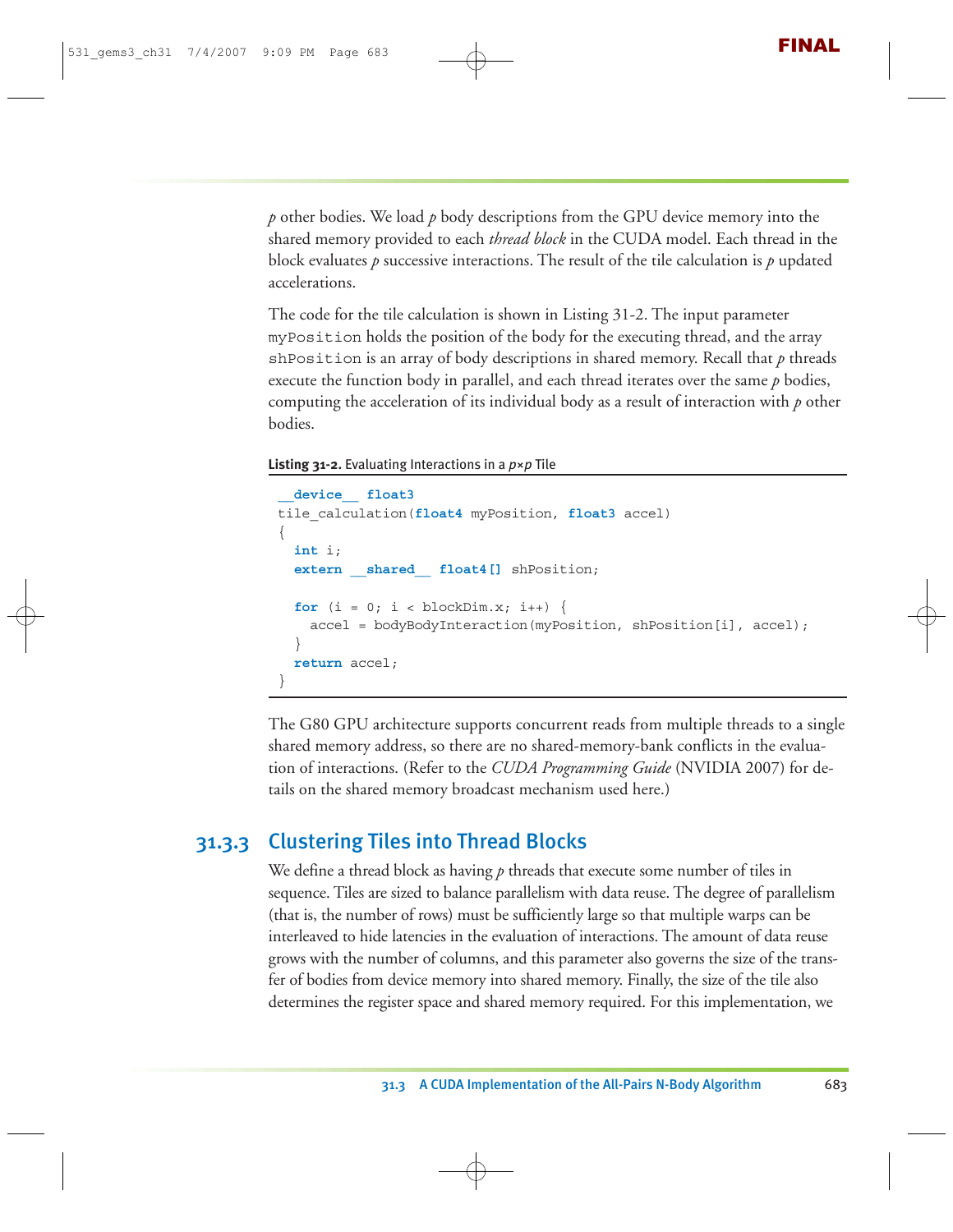$p$ other bodies. We load $p$ body descriptions from the GPU device memory into the shared memory provided to each *thread block* in the CUDA model. Each thread in the block evaluates $p$ successive interactions. The result of the tile calculation is $p$ updated accelerations.

The code for the tile calculation is shown in Listing 31-2. The input parameter `myPosition` holds the position of the body for the executing thread, and the array `shPosition` is an array of body descriptions in shared memory. Recall that $p$ threads execute the function body in parallel, and each thread iterates over the same $p$ bodies, computing the acceleration of its individual body as a result of interaction with $p$ other bodies.

**Listing 31-2.** Evaluating Interactions in a $p \times p$ Tile

```
__device__ float3
tile_calculation(float4 myPosition, float3 accel)
{
  int i;
  extern __shared__ float4[] shPosition;

  for (i = 0; i < blockDim.x; i++) {
    accel = bodyBodyInteraction(myPosition, shPosition[i], accel);
  }
  return accel;
}
```

The G80 GPU architecture supports concurrent reads from multiple threads to a single shared memory address, so there are no shared-memory-bank conflicts in the evaluation of interactions. (Refer to the *CUDA Programming Guide* (NVIDIA 2007) for details on the shared memory broadcast mechanism used here.)

### 31.3.3 Clustering Tiles into Thread Blocks

We define a thread block as having $p$ threads that execute some number of tiles in sequence. Tiles are sized to balance parallelism with data reuse. The degree of parallelism (that is, the number of rows) must be sufficiently large so that multiple warps can be interleaved to hide latencies in the evaluation of interactions. The amount of data reuse grows with the number of columns, and this parameter also governs the size of the transfer of bodies from device memory into shared memory. Finally, the size of the tile also determines the register space and shared memory required. For this implementation, we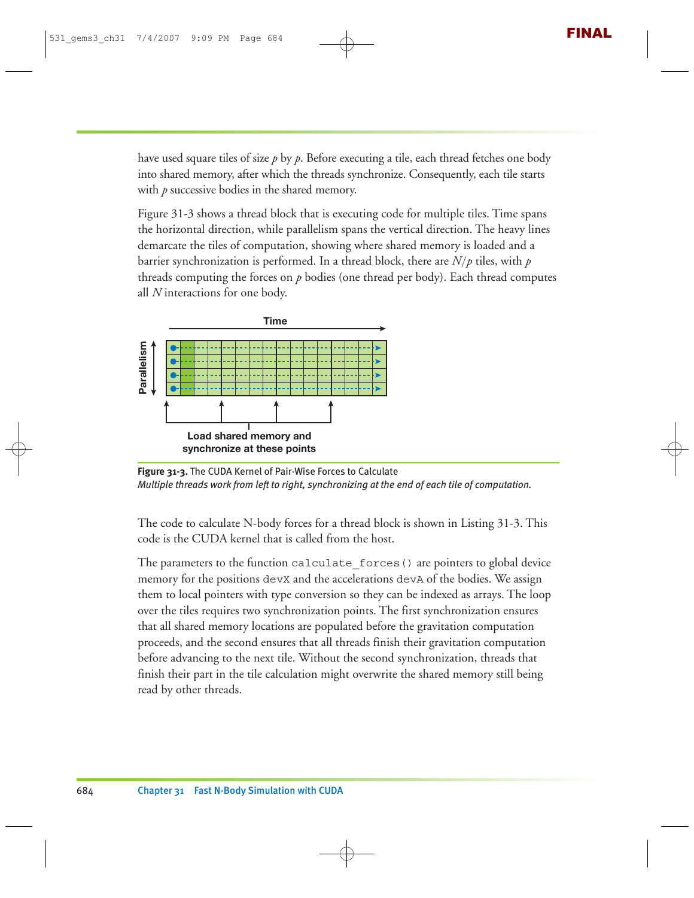have used square tiles of size $p$ by $p$. Before executing a tile, each thread fetches one body into shared memory, after which the threads synchronize. Consequently, each tile starts with $p$ successive bodies in the shared memory.

Figure 31-3 shows a thread block that is executing code for multiple tiles. Time spans the horizontal direction, while parallelism spans the vertical direction. The heavy lines demarcate the tiles of computation, showing where shared memory is loaded and a barrier synchronization is performed. In a thread block, there are $N/p$ tiles, with $p$ threads computing the forces on $p$ bodies (one thread per body). Each thread computes all $N$ interactions for one body.

**Figure 31-3.** The CUDA Kernel of Pair-Wise Forces to Calculate
*Multiple threads work from left to right, synchronizing at the end of each tile of computation.*

The code to calculate N-body forces for a thread block is shown in Listing 31-3. This code is the CUDA kernel that is called from the host.

The parameters to the function `calculate_forces()` are pointers to global device memory for the positions `devX` and the accelerations `devA` of the bodies. We assign them to local pointers with type conversion so they can be indexed as arrays. The loop over the tiles requires two synchronization points. The first synchronization ensures that all shared memory locations are populated before the gravitation computation proceeds, and the second ensures that all threads finish their gravitation computation before advancing to the next tile. Without the second synchronization, threads that finish their part in the tile calculation might overwrite the shared memory still being read by other threads.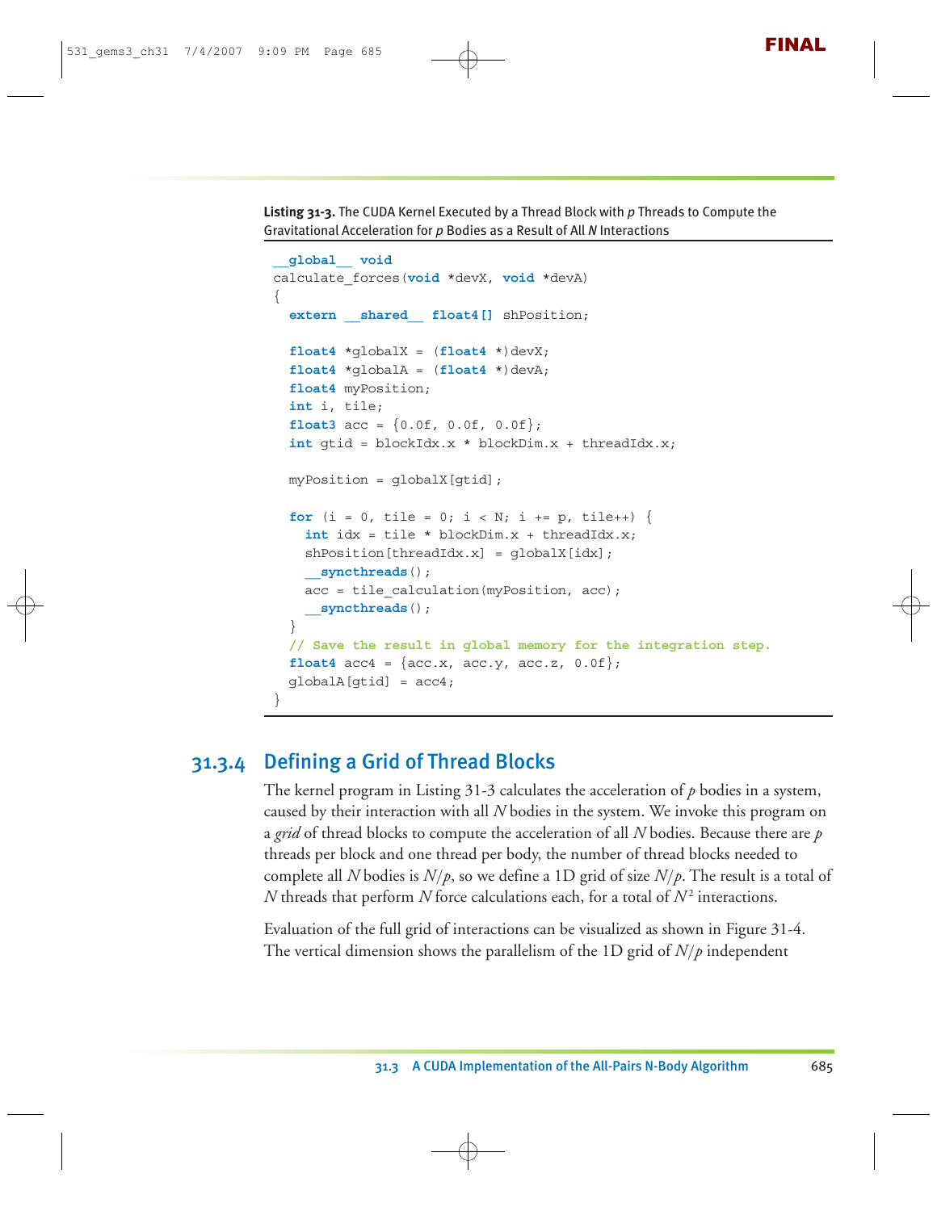**Listing 31-3.** The CUDA Kernel Executed by a Thread Block with $p$ Threads to Compute the Gravitational Acceleration for $p$ Bodies as a Result of All $N$ Interactions

```
__global__ void
calculate_forces(void *devX, void *devA)
{
  extern __shared__ float4[] shPosition;

  float4 *globalX = (float4 *)devX;
  float4 *globalA = (float4 *)devA;
  float4 myPosition;
  int i, tile;
  float3 acc = {0.0f, 0.0f, 0.0f};
  int gtid = blockIdx.x * blockDim.x + threadIdx.x;

  myPosition = globalX[gtid];

  for (i = 0, tile = 0; i < N; i += p, tile++) {
    int idx = tile * blockDim.x + threadIdx.x;
    shPosition[threadIdx.x] = globalX[idx];
    __syncthreads();
    acc = tile_calculation(myPosition, acc);
    __syncthreads();
  }
  // Save the result in global memory for the integration step.
  float4 acc4 = {acc.x, acc.y, acc.z, 0.0f};
  globalA[gtid] = acc4;
}
```

### 31.3.4 Defining a Grid of Thread Blocks

The kernel program in Listing 31-3 calculates the acceleration of $p$ bodies in a system, caused by their interaction with all $N$ bodies in the system. We invoke this program on a *grid* of thread blocks to compute the acceleration of all $N$ bodies. Because there are $p$ threads per block and one thread per body, the number of thread blocks needed to complete all $N$ bodies is $N/p$, so we define a 1D grid of size $N/p$. The result is a total of $N$ threads that perform $N$ force calculations each, for a total of $N^2$ interactions.

Evaluation of the full grid of interactions can be visualized as shown in Figure 31-4. The vertical dimension shows the parallelism of the 1D grid of $N/p$ independent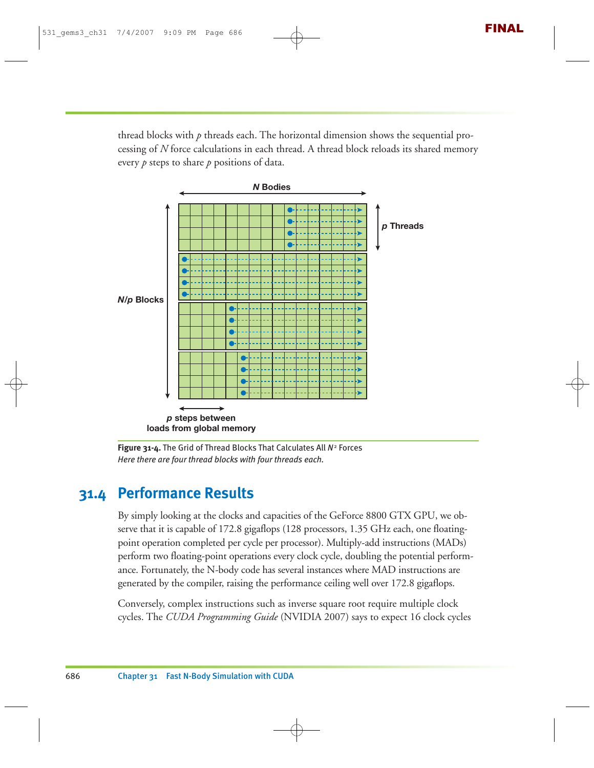thread blocks with $p$ threads each. The horizontal dimension shows the sequential processing of $N$ force calculations in each thread. A thread block reloads its shared memory every $p$ steps to share $p$ positions of data.

**Figure 31-4.** The Grid of Thread Blocks That Calculates All $N^2$ Forces
*Here there are four thread blocks with four threads each.*

## 31.4 Performance Results

By simply looking at the clocks and capacities of the GeForce 8800 GTX GPU, we observe that it is capable of 172.8 gigaflops (128 processors, 1.35 GHz each, one floating-point operation completed per cycle per processor). Multiply-add instructions (MADs) perform two floating-point operations every clock cycle, doubling the potential performance. Fortunately, the N-body code has several instances where MAD instructions are generated by the compiler, raising the performance ceiling well over 172.8 gigaflops.

Conversely, complex instructions such as inverse square root require multiple clock cycles. The *CUDA Programming Guide* (NVIDIA 2007) says to expect 16 clock cycles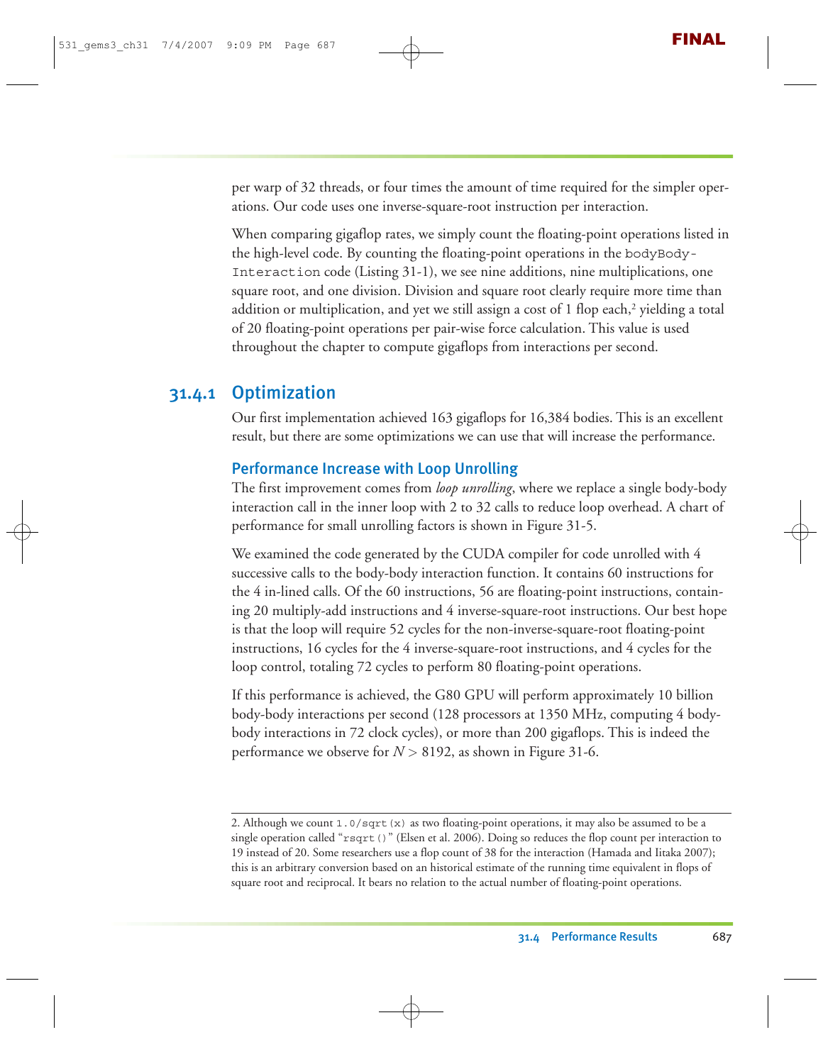per warp of 32 threads, or four times the amount of time required for the simpler operations. Our code uses one inverse-square-root instruction per interaction.

When comparing gigaflop rates, we simply count the floating-point operations listed in the high-level code. By counting the floating-point operations in the `bodyBodyInteraction` code (Listing 31-1), we see nine additions, nine multiplications, one square root, and one division. Division and square root clearly require more time than addition or multiplication, and yet we still assign a cost of 1 flop each,[2] yielding a total of 20 floating-point operations per pair-wise force calculation. This value is used throughout the chapter to compute gigaflops from interactions per second.

## 31.4.1 Optimization

Our first implementation achieved 163 gigaflops for 16,384 bodies. This is an excellent result, but there are some optimizations we can use that will increase the performance.

### Performance Increase with Loop Unrolling

The first improvement comes from *loop unrolling*, where we replace a single body-body interaction call in the inner loop with 2 to 32 calls to reduce loop overhead. A chart of performance for small unrolling factors is shown in Figure 31-5.

We examined the code generated by the CUDA compiler for code unrolled with 4 successive calls to the body-body interaction function. It contains 60 instructions for the 4 in-lined calls. Of the 60 instructions, 56 are floating-point instructions, containing 20 multiply-add instructions and 4 inverse-square-root instructions. Our best hope is that the loop will require 52 cycles for the non-inverse-square-root floating-point instructions, 16 cycles for the 4 inverse-square-root instructions, and 4 cycles for the loop control, totaling 72 cycles to perform 80 floating-point operations.

If this performance is achieved, the G80 GPU will perform approximately 10 billion body-body interactions per second (128 processors at 1350 MHz, computing 4 body-body interactions in 72 clock cycles), or more than 200 gigaflops. This is indeed the performance we observe for $N > 8192$, as shown in Figure 31-6.

---

2. Although we count `1.0/sqrt(x)` as two floating-point operations, it may also be assumed to be a single operation called "`rsqrt()`" (Elsen et al. 2006). Doing so reduces the flop count per interaction to 19 instead of 20. Some researchers use a flop count of 38 for the interaction (Hamada and Iitaka 2007); this is an arbitrary conversion based on an historical estimate of the running time equivalent in flops of square root and reciprocal. It bears no relation to the actual number of floating-point operations.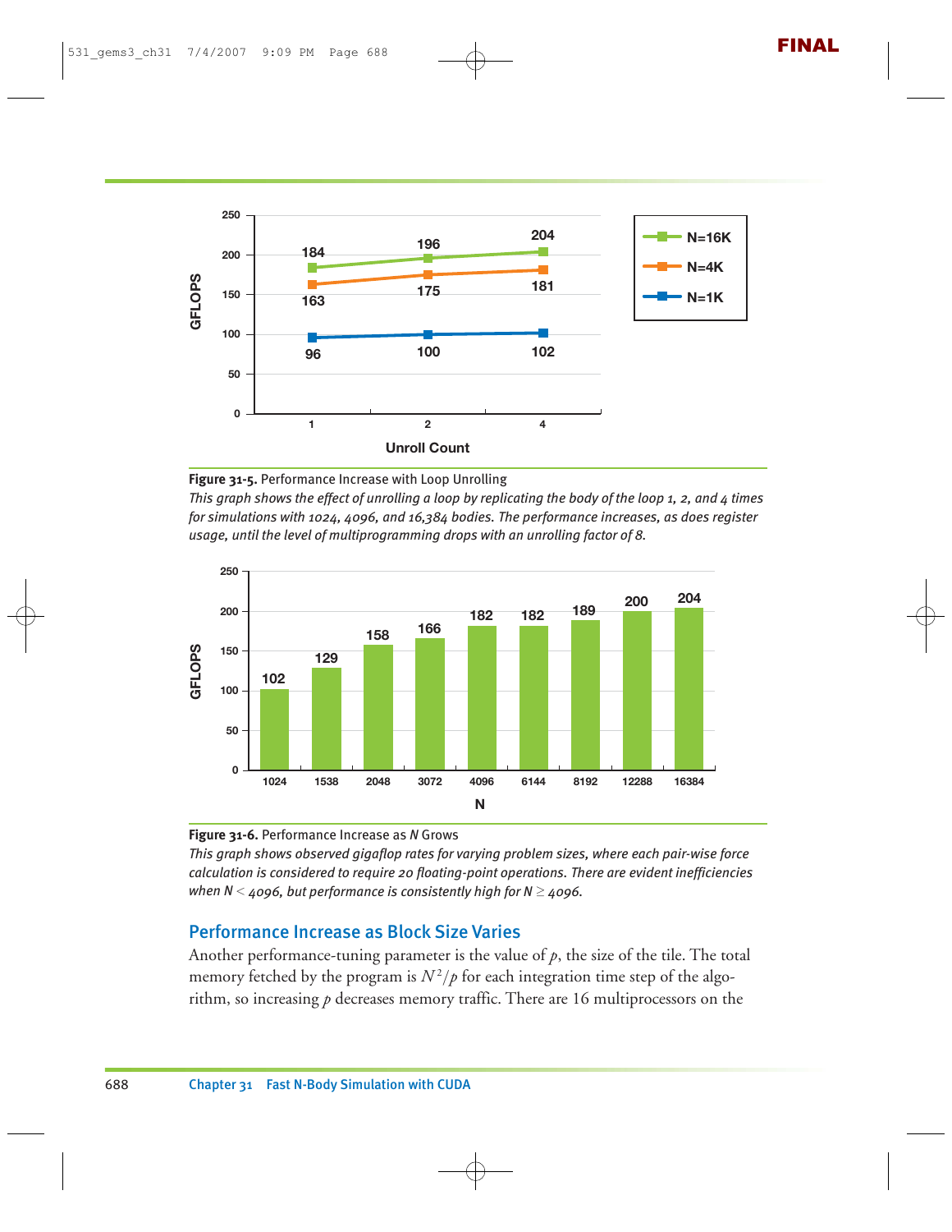**Figure 31-5.** Performance Increase with Loop Unrolling

*This graph shows the effect of unrolling a loop by replicating the body of the loop 1, 2, and 4 times for simulations with 1024, 4096, and 16,384 bodies. The performance increases, as does register usage, until the level of multiprogramming drops with an unrolling factor of 8.*

**Figure 31-6.** Performance Increase as *N* Grows

*This graph shows observed gigaflop rates for varying problem sizes, where each pair-wise force calculation is considered to require 20 floating-point operations. There are evident inefficiencies when N < 4096, but performance is consistently high for N ≥ 4096.*

## Performance Increase as Block Size Varies

Another performance-tuning parameter is the value of $p$, the size of the tile. The total memory fetched by the program is $N^2/p$ for each integration time step of the algorithm, so increasing $p$ decreases memory traffic. There are 16 multiprocessors on the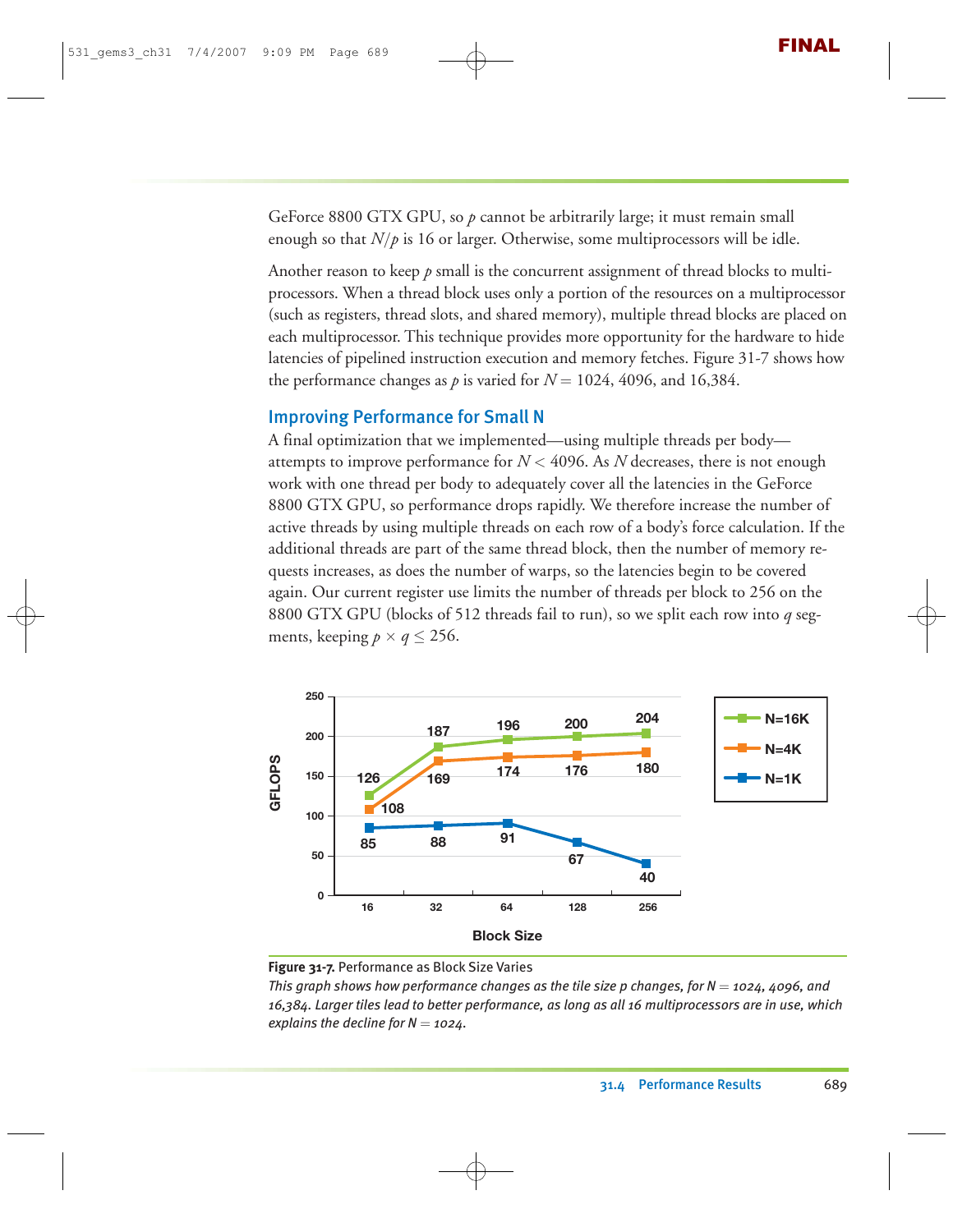GeForce 8800 GTX GPU, so $p$ cannot be arbitrarily large; it must remain small enough so that $N/p$ is 16 or larger. Otherwise, some multiprocessors will be idle.

Another reason to keep $p$ small is the concurrent assignment of thread blocks to multiprocessors. When a thread block uses only a portion of the resources on a multiprocessor (such as registers, thread slots, and shared memory), multiple thread blocks are placed on each multiprocessor. This technique provides more opportunity for the hardware to hide latencies of pipelined instruction execution and memory fetches. Figure 31-7 shows how the performance changes as $p$ is varied for $N = 1024$, 4096, and 16,384.

## Improving Performance for Small N

A final optimization that we implemented—using multiple threads per body—attempts to improve performance for $N < 4096$. As $N$ decreases, there is not enough work with one thread per body to adequately cover all the latencies in the GeForce 8800 GTX GPU, so performance drops rapidly. We therefore increase the number of active threads by using multiple threads on each row of a body's force calculation. If the additional threads are part of the same thread block, then the number of memory requests increases, as does the number of warps, so the latencies begin to be covered again. Our current register use limits the number of threads per block to 256 on the 8800 GTX GPU (blocks of 512 threads fail to run), so we split each row into $q$ segments, keeping $p \times q \leq 256$.

| Block Size | N=16K (GFLOPS) | N=4K (GFLOPS) | N=1K (GFLOPS) |
|---|---|---|---|
| 16 | 126 | 108 | 85 |
| 32 | 187 | 169 | 88 |
| 64 | 196 | 174 | 91 |
| 128 | 200 | 176 | 67 |
| 256 | 204 | 180 | 40 |

**Figure 31-7.** Performance as Block Size Varies

*This graph shows how performance changes as the tile size p changes, for N = 1024, 4096, and 16,384. Larger tiles lead to better performance, as long as all 16 multiprocessors are in use, which explains the decline for N = 1024.*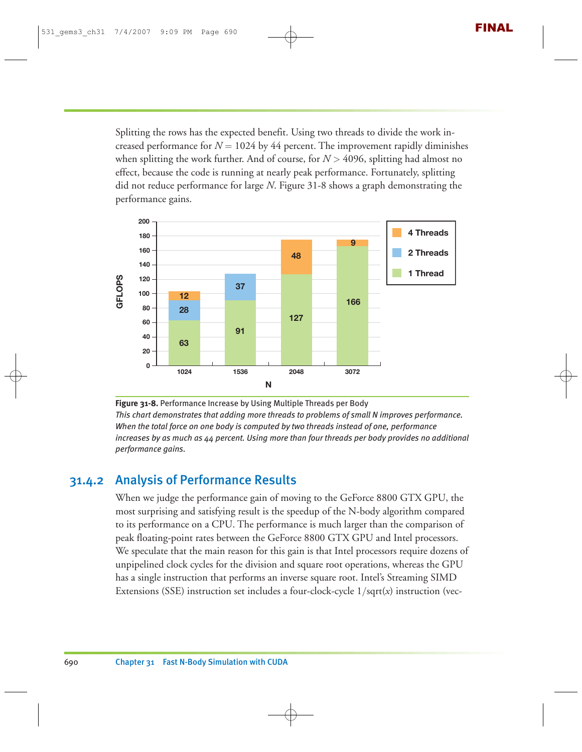Splitting the rows has the expected benefit. Using two threads to divide the work increased performance for $N = 1024$ by 44 percent. The improvement rapidly diminishes when splitting the work further. And of course, for $N > 4096$, splitting had almost no effect, because the code is running at nearly peak performance. Fortunately, splitting did not reduce performance for large $N$. Figure 31-8 shows a graph demonstrating the performance gains.

| N | 1 Thread (GFLOPS) | 2 Threads (additional) | 4 Threads (additional) |
|---|---|---|---|
| 1024 | 63 | 28 | 12 |
| 1536 | 91 | 37 | |
| 2048 | 127 | | 48 |
| 3072 | 166 | | 9 |

**Figure 31-8.** Performance Increase by Using Multiple Threads per Body

*This chart demonstrates that adding more threads to problems of small N improves performance. When the total force on one body is computed by two threads instead of one, performance increases by as much as 44 percent. Using more than four threads per body provides no additional performance gains.*

## 31.4.2 Analysis of Performance Results

When we judge the performance gain of moving to the GeForce 8800 GTX GPU, the most surprising and satisfying result is the speedup of the N-body algorithm compared to its performance on a CPU. The performance is much larger than the comparison of peak floating-point rates between the GeForce 8800 GTX GPU and Intel processors. We speculate that the main reason for this gain is that Intel processors require dozens of unpipelined clock cycles for the division and square root operations, whereas the GPU has a single instruction that performs an inverse square root. Intel's Streaming SIMD Extensions (SSE) instruction set includes a four-clock-cycle $1/\text{sqrt}(x)$ instruction (vec-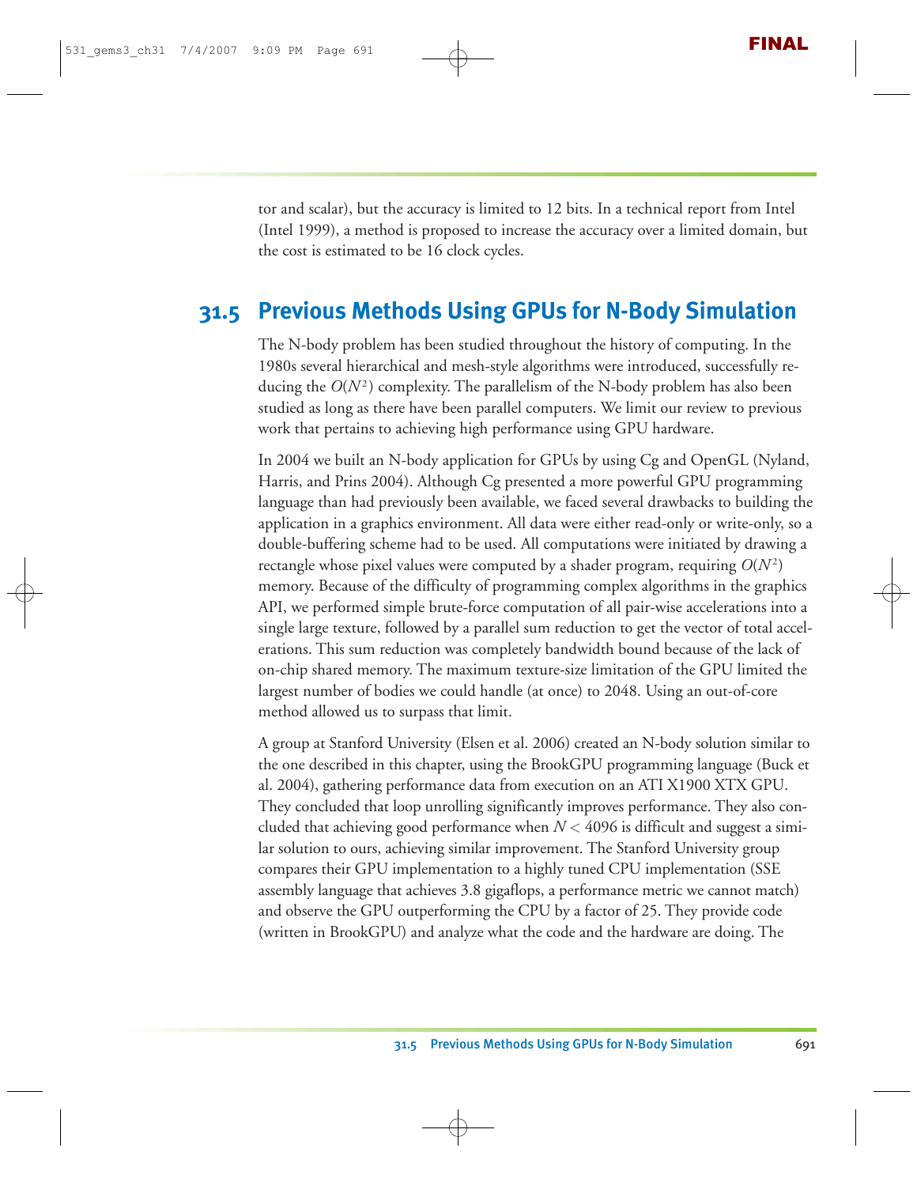tor and scalar), but the accuracy is limited to 12 bits. In a technical report from Intel (Intel 1999), a method is proposed to increase the accuracy over a limited domain, but the cost is estimated to be 16 clock cycles.

## 31.5 Previous Methods Using GPUs for N-Body Simulation

The N-body problem has been studied throughout the history of computing. In the 1980s several hierarchical and mesh-style algorithms were introduced, successfully reducing the $O(N^2)$ complexity. The parallelism of the N-body problem has also been studied as long as there have been parallel computers. We limit our review to previous work that pertains to achieving high performance using GPU hardware.

In 2004 we built an N-body application for GPUs by using Cg and OpenGL (Nyland, Harris, and Prins 2004). Although Cg presented a more powerful GPU programming language than had previously been available, we faced several drawbacks to building the application in a graphics environment. All data were either read-only or write-only, so a double-buffering scheme had to be used. All computations were initiated by drawing a rectangle whose pixel values were computed by a shader program, requiring $O(N^2)$ memory. Because of the difficulty of programming complex algorithms in the graphics API, we performed simple brute-force computation of all pair-wise accelerations into a single large texture, followed by a parallel sum reduction to get the vector of total accelerations. This sum reduction was completely bandwidth bound because of the lack of on-chip shared memory. The maximum texture-size limitation of the GPU limited the largest number of bodies we could handle (at once) to 2048. Using an out-of-core method allowed us to surpass that limit.

A group at Stanford University (Elsen et al. 2006) created an N-body solution similar to the one described in this chapter, using the BrookGPU programming language (Buck et al. 2004), gathering performance data from execution on an ATI X1900 XTX GPU. They concluded that loop unrolling significantly improves performance. They also concluded that achieving good performance when $N < 4096$ is difficult and suggest a similar solution to ours, achieving similar improvement. The Stanford University group compares their GPU implementation to a highly tuned CPU implementation (SSE assembly language that achieves 3.8 gigaflops, a performance metric we cannot match) and observe the GPU outperforming the CPU by a factor of 25. They provide code (written in BrookGPU) and analyze what the code and the hardware are doing. The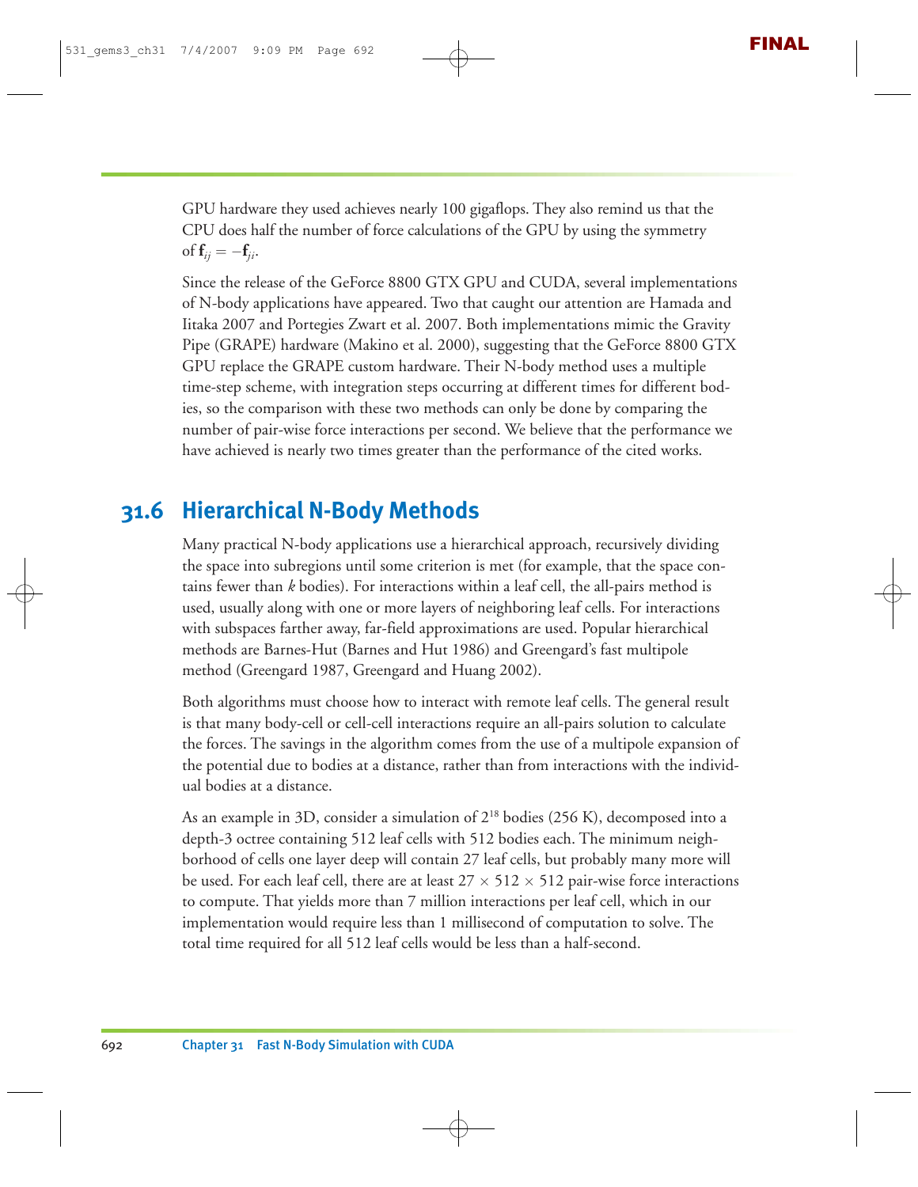GPU hardware they used achieves nearly 100 gigaflops. They also remind us that the CPU does half the number of force calculations of the GPU by using the symmetry of $\mathbf{f}_{ij} = -\mathbf{f}_{ji}$.

Since the release of the GeForce 8800 GTX GPU and CUDA, several implementations of N-body applications have appeared. Two that caught our attention are Hamada and Iitaka 2007 and Portegies Zwart et al. 2007. Both implementations mimic the Gravity Pipe (GRAPE) hardware (Makino et al. 2000), suggesting that the GeForce 8800 GTX GPU replace the GRAPE custom hardware. Their N-body method uses a multiple time-step scheme, with integration steps occurring at different times for different bodies, so the comparison with these two methods can only be done by comparing the number of pair-wise force interactions per second. We believe that the performance we have achieved is nearly two times greater than the performance of the cited works.

## 31.6 Hierarchical N-Body Methods

Many practical N-body applications use a hierarchical approach, recursively dividing the space into subregions until some criterion is met (for example, that the space contains fewer than *k* bodies). For interactions within a leaf cell, the all-pairs method is used, usually along with one or more layers of neighboring leaf cells. For interactions with subspaces farther away, far-field approximations are used. Popular hierarchical methods are Barnes-Hut (Barnes and Hut 1986) and Greengard's fast multipole method (Greengard 1987, Greengard and Huang 2002).

Both algorithms must choose how to interact with remote leaf cells. The general result is that many body-cell or cell-cell interactions require an all-pairs solution to calculate the forces. The savings in the algorithm comes from the use of a multipole expansion of the potential due to bodies at a distance, rather than from interactions with the individual bodies at a distance.

As an example in 3D, consider a simulation of $2^{18}$ bodies (256 K), decomposed into a depth-3 octree containing 512 leaf cells with 512 bodies each. The minimum neighborhood of cells one layer deep will contain 27 leaf cells, but probably many more will be used. For each leaf cell, there are at least $27 \times 512 \times 512$ pair-wise force interactions to compute. That yields more than 7 million interactions per leaf cell, which in our implementation would require less than 1 millisecond of computation to solve. The total time required for all 512 leaf cells would be less than a half-second.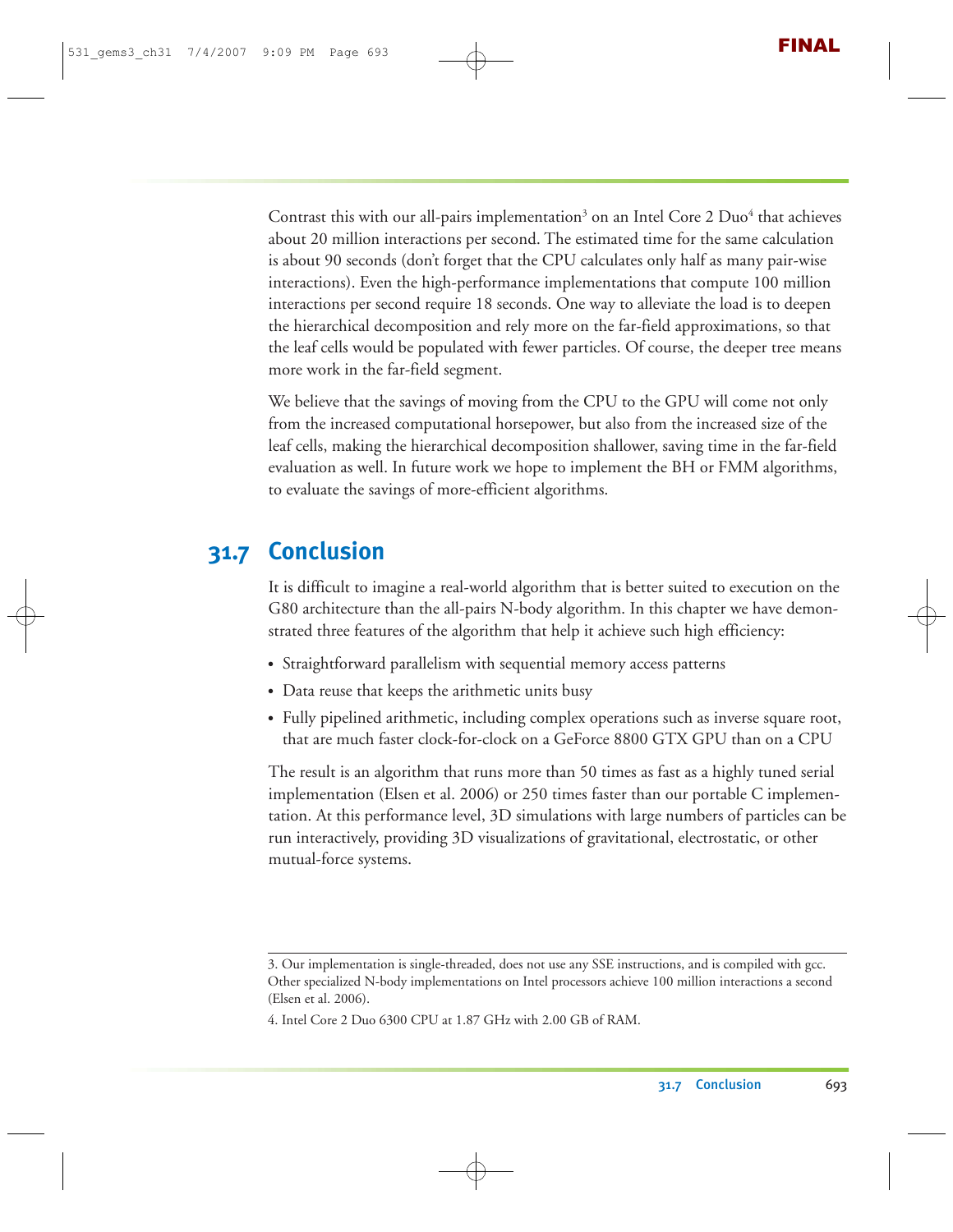Contrast this with our all-pairs implementation[3] on an Intel Core 2 Duo[4] that achieves about 20 million interactions per second. The estimated time for the same calculation is about 90 seconds (don't forget that the CPU calculates only half as many pair-wise interactions). Even the high-performance implementations that compute 100 million interactions per second require 18 seconds. One way to alleviate the load is to deepen the hierarchical decomposition and rely more on the far-field approximations, so that the leaf cells would be populated with fewer particles. Of course, the deeper tree means more work in the far-field segment.

We believe that the savings of moving from the CPU to the GPU will come not only from the increased computational horsepower, but also from the increased size of the leaf cells, making the hierarchical decomposition shallower, saving time in the far-field evaluation as well. In future work we hope to implement the BH or FMM algorithms, to evaluate the savings of more-efficient algorithms.

## 31.7 Conclusion

It is difficult to imagine a real-world algorithm that is better suited to execution on the G80 architecture than the all-pairs N-body algorithm. In this chapter we have demonstrated three features of the algorithm that help it achieve such high efficiency:

- Straightforward parallelism with sequential memory access patterns
- Data reuse that keeps the arithmetic units busy
- Fully pipelined arithmetic, including complex operations such as inverse square root, that are much faster clock-for-clock on a GeForce 8800 GTX GPU than on a CPU

The result is an algorithm that runs more than 50 times as fast as a highly tuned serial implementation (Elsen et al. 2006) or 250 times faster than our portable C implementation. At this performance level, 3D simulations with large numbers of particles can be run interactively, providing 3D visualizations of gravitational, electrostatic, or other mutual-force systems.

---

3. Our implementation is single-threaded, does not use any SSE instructions, and is compiled with gcc. Other specialized N-body implementations on Intel processors achieve 100 million interactions a second (Elsen et al. 2006).

4. Intel Core 2 Duo 6300 CPU at 1.87 GHz with 2.00 GB of RAM.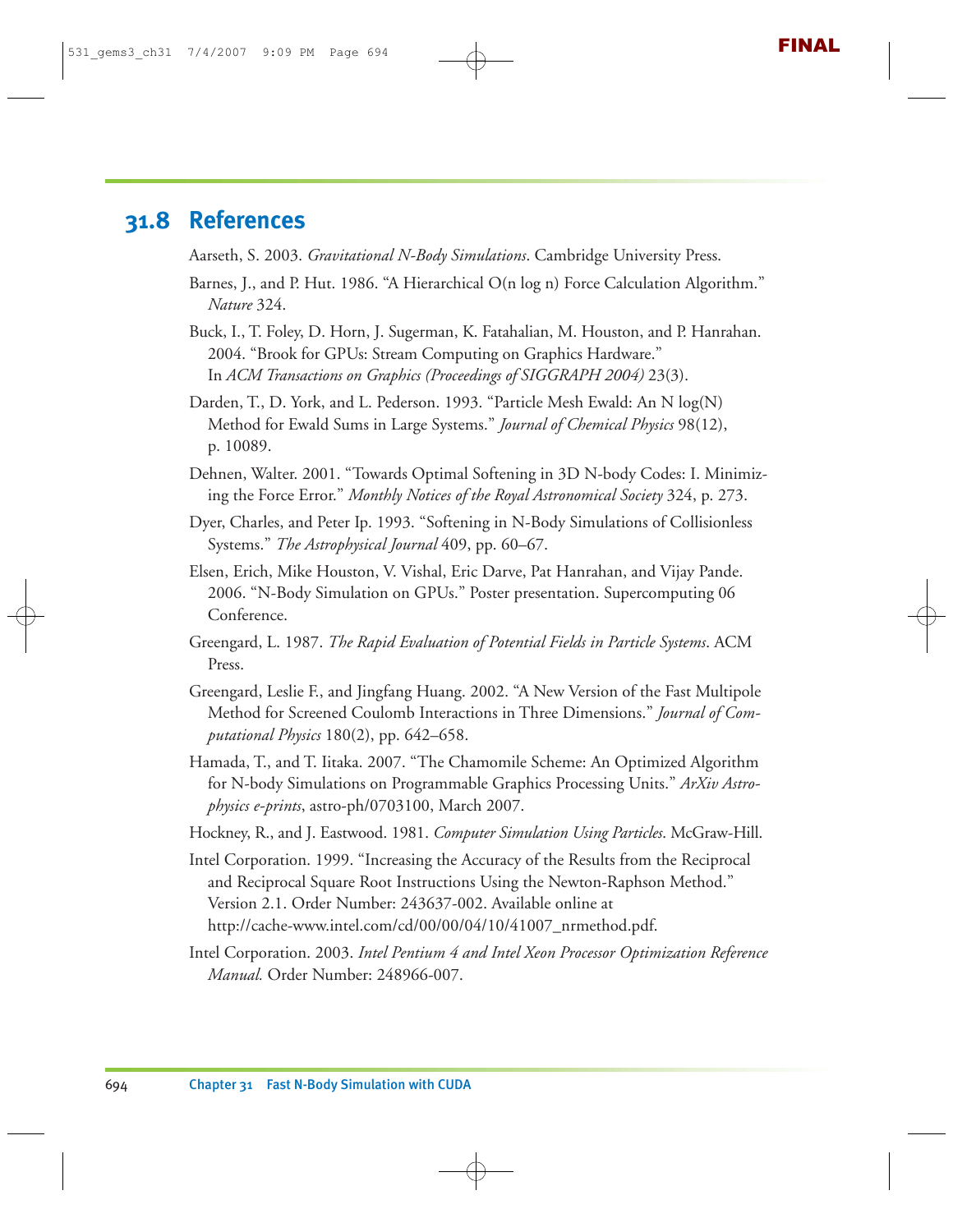## 31.8 References

Aarseth, S. 2003. *Gravitational N-Body Simulations*. Cambridge University Press.

Barnes, J., and P. Hut. 1986. "A Hierarchical O(n log n) Force Calculation Algorithm." *Nature* 324.

Buck, I., T. Foley, D. Horn, J. Sugerman, K. Fatahalian, M. Houston, and P. Hanrahan. 2004. "Brook for GPUs: Stream Computing on Graphics Hardware." In *ACM Transactions on Graphics (Proceedings of SIGGRAPH 2004)* 23(3).

Darden, T., D. York, and L. Pederson. 1993. "Particle Mesh Ewald: An N log(N) Method for Ewald Sums in Large Systems." *Journal of Chemical Physics* 98(12), p. 10089.

Dehnen, Walter. 2001. "Towards Optimal Softening in 3D N-body Codes: I. Minimizing the Force Error." *Monthly Notices of the Royal Astronomical Society* 324, p. 273.

Dyer, Charles, and Peter Ip. 1993. "Softening in N-Body Simulations of Collisionless Systems." *The Astrophysical Journal* 409, pp. 60–67.

Elsen, Erich, Mike Houston, V. Vishal, Eric Darve, Pat Hanrahan, and Vijay Pande. 2006. "N-Body Simulation on GPUs." Poster presentation. Supercomputing 06 Conference.

Greengard, L. 1987. *The Rapid Evaluation of Potential Fields in Particle Systems*. ACM Press.

Greengard, Leslie F., and Jingfang Huang. 2002. "A New Version of the Fast Multipole Method for Screened Coulomb Interactions in Three Dimensions." *Journal of Computational Physics* 180(2), pp. 642–658.

Hamada, T., and T. Iitaka. 2007. "The Chamomile Scheme: An Optimized Algorithm for N-body Simulations on Programmable Graphics Processing Units." *ArXiv Astrophysics e-prints*, astro-ph/0703100, March 2007.

Hockney, R., and J. Eastwood. 1981. *Computer Simulation Using Particles*. McGraw-Hill.

Intel Corporation. 1999. "Increasing the Accuracy of the Results from the Reciprocal and Reciprocal Square Root Instructions Using the Newton-Raphson Method." Version 2.1. Order Number: 243637-002. Available online at http://cache-www.intel.com/cd/00/00/04/10/41007_nrmethod.pdf.

Intel Corporation. 2003. *Intel Pentium 4 and Intel Xeon Processor Optimization Reference Manual.* Order Number: 248966-007.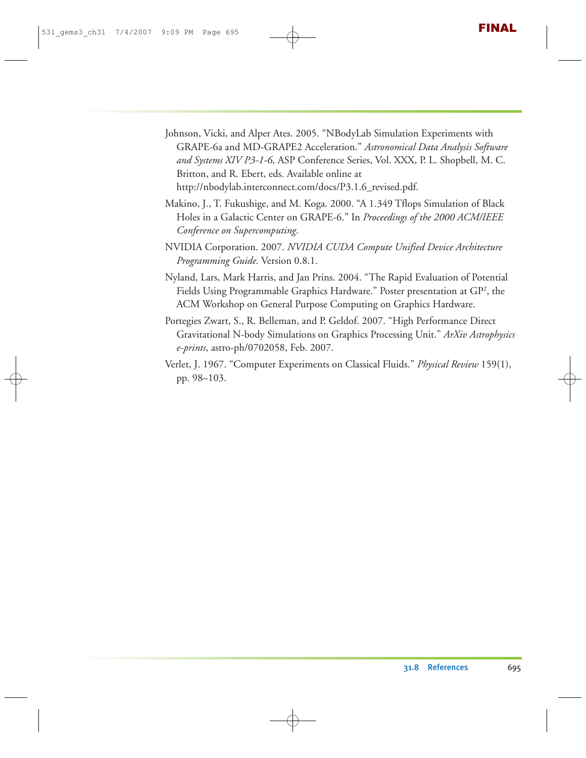Johnson, Vicki, and Alper Ates. 2005. "NBodyLab Simulation Experiments with GRAPE-6a and MD-GRAPE2 Acceleration." *Astronomical Data Analysis Software and Systems XIV P3-1-6*, ASP Conference Series, Vol. XXX, P. L. Shopbell, M. C. Britton, and R. Ebert, eds. Available online at http://nbodylab.interconnect.com/docs/P3.1.6_revised.pdf.

Makino, J., T. Fukushige, and M. Koga. 2000. "A 1.349 Tflops Simulation of Black Holes in a Galactic Center on GRAPE-6." In *Proceedings of the 2000 ACM/IEEE Conference on Supercomputing*.

NVIDIA Corporation. 2007. *NVIDIA CUDA Compute Unified Device Architecture Programming Guide.* Version 0.8.1.

Nyland, Lars, Mark Harris, and Jan Prins. 2004. "The Rapid Evaluation of Potential Fields Using Programmable Graphics Hardware." Poster presentation at $GP^2$, the ACM Workshop on General Purpose Computing on Graphics Hardware.

Portegies Zwart, S., R. Belleman, and P. Geldof. 2007. "High Performance Direct Gravitational N-body Simulations on Graphics Processing Unit." *ArXiv Astrophysics e-prints*, astro-ph/0702058, Feb. 2007.

Verlet, J. 1967. "Computer Experiments on Classical Fluids." *Physical Review* 159(1), pp. 98–103.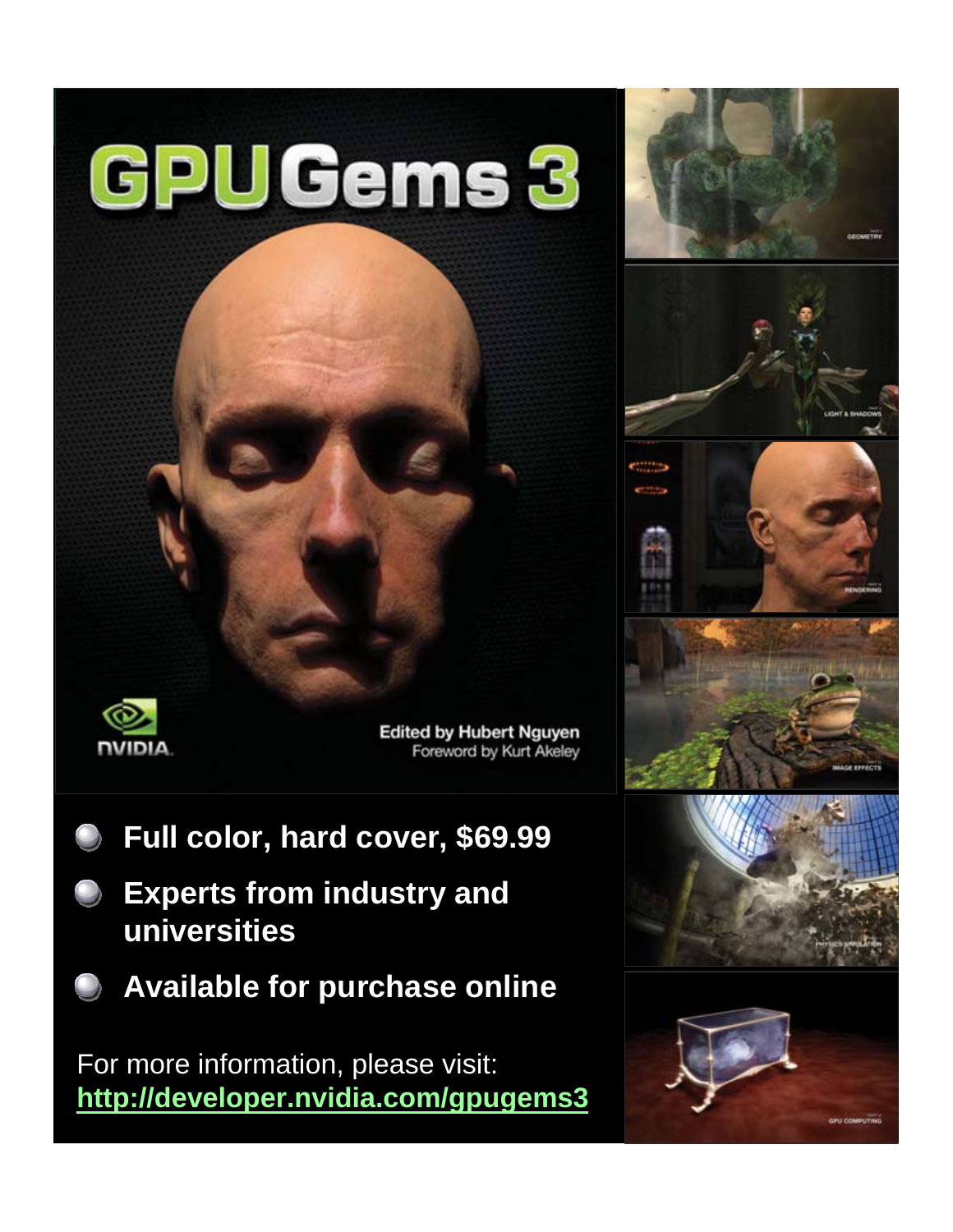# GPU Gems 3

Edited by Hubert Nguyen
Foreword by Kurt Akeley

- **Full color, hard cover, $69.99**
- **Experts from industry and universities**
- **Available for purchase online**

For more information, please visit:
**http://developer.nvidia.com/gpugems3**